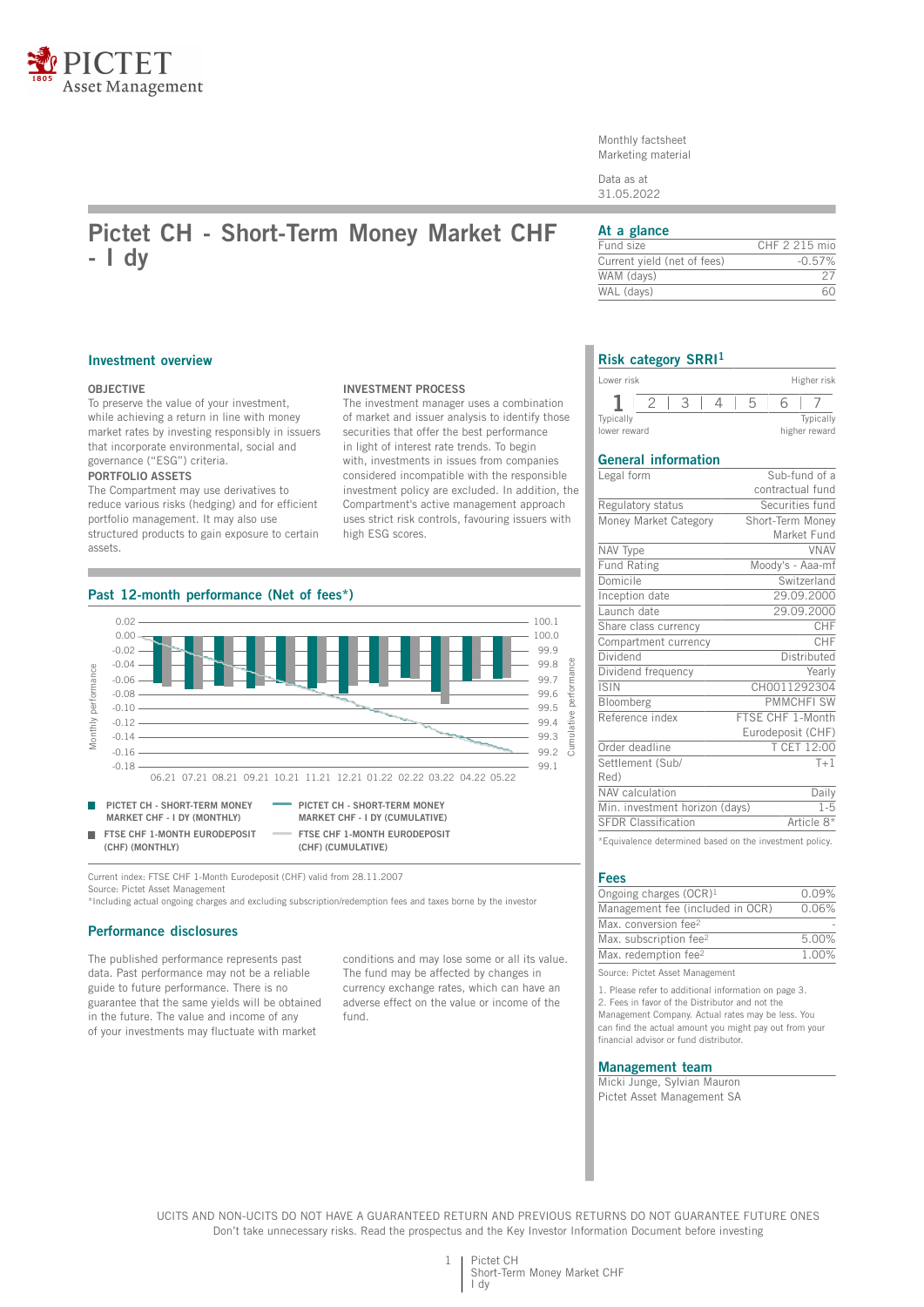Monthly factsheet
Marketing material

Data as at
31.05.2022

# Pictet CH - Short-Term Money Market CHF - I dy

## At a glance

| | |
|---|---|
| Fund size | CHF 2 215 mio |
| Current yield (net of fees) | -0.57% |
| WAM (days) | 27 |
| WAL (days) | 60 |

## Investment overview

**OBJECTIVE**

To preserve the value of your investment, while achieving a return in line with money market rates by investing responsibly in issuers that incorporate environmental, social and governance ("ESG") criteria.

**PORTFOLIO ASSETS**

The Compartment may use derivatives to reduce various risks (hedging) and for efficient portfolio management. It may also use structured products to gain exposure to certain assets.

**INVESTMENT PROCESS**

The investment manager uses a combination of market and issuer analysis to identify those securities that offer the best performance in light of interest rate trends. To begin with, investments in issues from companies considered incompatible with the responsible investment policy are excluded. In addition, the Compartment's active management approach uses strict risk controls, favouring issuers with high ESG scores.

## Past 12-month performance (Net of fees*)

Monthly performance / Cumulative performance

06.21 07.21 08.21 09.21 10.21 11.21 12.21 01.22 02.22 03.22 04.22 05.22

- PICTET CH - SHORT-TERM MONEY MARKET CHF - I DY (MONTHLY)
- PICTET CH - SHORT-TERM MONEY MARKET CHF - I DY (CUMULATIVE)
- FTSE CHF 1-MONTH EURODEPOSIT (CHF) (MONTHLY)
- FTSE CHF 1-MONTH EURODEPOSIT (CHF) (CUMULATIVE)

Current index: FTSE CHF 1-Month Eurodeposit (CHF) valid from 28.11.2007
Source: Pictet Asset Management
*Including actual ongoing charges and excluding subscription/redemption fees and taxes borne by the investor

## Performance disclosures

The published performance represents past data. Past performance may not be a reliable guide to future performance. There is no guarantee that the same yields will be obtained in the future. The value and income of any of your investments may fluctuate with market conditions and may lose some or all its value. The fund may be affected by changes in currency exchange rates, which can have an adverse effect on the value or income of the fund.

## Risk category SRRI[1]

Lower risk — Higher risk

**1** | 2 | 3 | 4 | 5 | 6 | 7

Typically lower reward — Typically higher reward

## General information

| | |
|---|---|
| Legal form | Sub-fund of a contractual fund |
| Regulatory status | Securities fund |
| Money Market Category | Short-Term Money Market Fund |
| NAV Type | VNAV |
| Fund Rating | Moody's - Aaa-mf |
| Domicile | Switzerland |
| Inception date | 29.09.2000 |
| Launch date | 29.09.2000 |
| Share class currency | CHF |
| Compartment currency | CHF |
| Dividend | Distributed |
| Dividend frequency | Yearly |
| ISIN | CH0011292304 |
| Bloomberg | PMMCHFI SW |
| Reference index | FTSE CHF 1-Month Eurodeposit (CHF) |
| Order deadline | T CET 12:00 |
| Settlement (Sub/Red) | T+1 |
| NAV calculation | Daily |
| Min. investment horizon (days) | 1-5 |
| SFDR Classification | Article 8* |

*Equivalence determined based on the investment policy.

## Fees

| | |
|---|---|
| Ongoing charges (OCR)[1] | 0.09% |
| Management fee (included in OCR) | 0.06% |
| Max. conversion fee[2] | - |
| Max. subscription fee[2] | 5.00% |
| Max. redemption fee[2] | 1.00% |

Source: Pictet Asset Management

1. Please refer to additional information on page 3.
2. Fees in favor of the Distributor and not the Management Company. Actual rates may be less. You can find the actual amount you might pay out from your financial advisor or fund distributor.

## Management team

Micki Junge, Sylvian Mauron
Pictet Asset Management SA

UCITS AND NON-UCITS DO NOT HAVE A GUARANTEED RETURN AND PREVIOUS RETURNS DO NOT GUARANTEE FUTURE ONES
Don't take unnecessary risks. Read the prospectus and the Key Investor Information Document before investing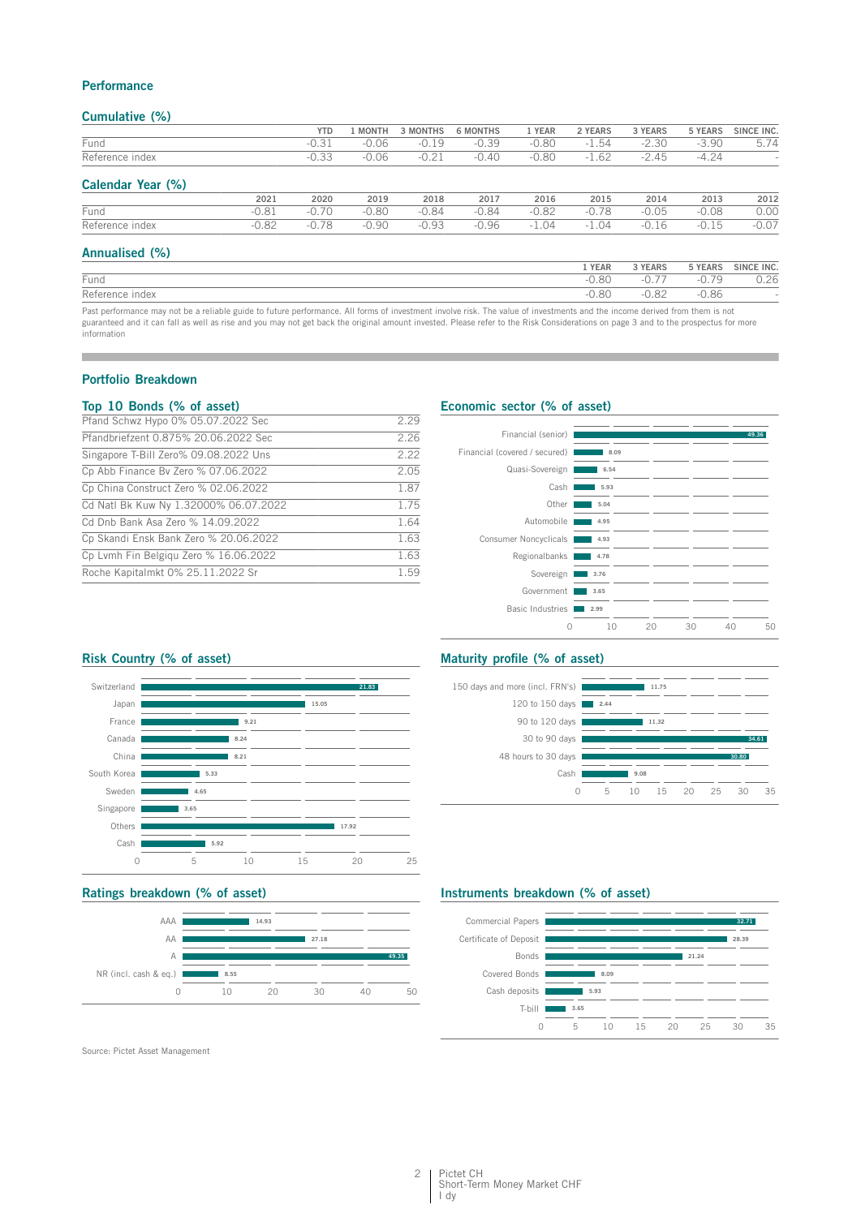## Performance

### Cumulative (%)

| | YTD | 1 MONTH | 3 MONTHS | 6 MONTHS | 1 YEAR | 2 YEARS | 3 YEARS | 5 YEARS | SINCE INC. |
|---|---|---|---|---|---|---|---|---|---|
| Fund | -0.31 | -0.06 | -0.19 | -0.39 | -0.80 | -1.54 | -2.30 | -3.90 | 5.74 |
| Reference index | -0.33 | -0.06 | -0.21 | -0.40 | -0.80 | -1.62 | -2.45 | -4.24 | - |

### Calendar Year (%)

| | 2021 | 2020 | 2019 | 2018 | 2017 | 2016 | 2015 | 2014 | 2013 | 2012 |
|---|---|---|---|---|---|---|---|---|---|---|
| Fund | -0.81 | -0.70 | -0.80 | -0.84 | -0.84 | -0.82 | -0.78 | -0.05 | -0.08 | 0.00 |
| Reference index | -0.82 | -0.78 | -0.90 | -0.93 | -0.96 | -1.04 | -1.04 | -0.16 | -0.15 | -0.07 |

### Annualised (%)

| | 1 YEAR | 3 YEARS | 5 YEARS | SINCE INC. |
|---|---|---|---|---|
| Fund | -0.80 | -0.77 | -0.79 | 0.26 |
| Reference index | -0.80 | -0.82 | -0.86 | - |

Past performance may not be a reliable guide to future performance. All forms of investment involve risk. The value of investments and the income derived from them is not guaranteed and it can fall as well as rise and you may not get back the original amount invested. Please refer to the Risk Considerations on page 3 and to the prospectus for more information

## Portfolio Breakdown

### Top 10 Bonds (% of asset)

| Bond | % |
|---|---|
| Pfand Schwz Hypo 0% 05.07.2022 Sec | 2.29 |
| Pfandbriefzent 0.875% 20.06.2022 Sec | 2.26 |
| Singapore T-Bill Zero% 09.08.2022 Uns | 2.22 |
| Cp Abb Finance Bv Zero % 07.06.2022 | 2.05 |
| Cp China Construct Zero % 02.06.2022 | 1.87 |
| Cd Natl Bk Kuw Ny 1.32000% 06.07.2022 | 1.75 |
| Cd Dnb Bank Asa Zero % 14.09.2022 | 1.64 |
| Cp Skandi Ensk Bank Zero % 20.06.2022 | 1.63 |
| Cp Lvmh Fin Belgiqu Zero % 16.06.2022 | 1.63 |
| Roche Kapitalmkt 0% 25.11.2022 Sr | 1.59 |

### Economic sector (% of asset)

| Sector | % |
|---|---|
| Financial (senior) | 49.36 |
| Financial (covered / secured) | 8.09 |
| Quasi-Sovereign | 6.54 |
| Cash | 5.93 |
| Other | 5.04 |
| Automobile | 4.95 |
| Consumer Noncyclicals | 4.93 |
| Regionalbanks | 4.78 |
| Sovereign | 3.76 |
| Government | 3.65 |
| Basic Industries | 2.99 |

### Risk Country (% of asset)

| Country | % |
|---|---|
| Switzerland | 21.83 |
| Japan | 15.05 |
| France | 9.21 |
| Canada | 8.24 |
| China | 8.21 |
| South Korea | 5.33 |
| Sweden | 4.65 |
| Singapore | 3.65 |
| Others | 17.92 |
| Cash | 5.92 |

### Maturity profile (% of asset)

| Maturity | % |
|---|---|
| 150 days and more (incl. FRN's) | 11.75 |
| 120 to 150 days | 2.44 |
| 90 to 120 days | 11.32 |
| 30 to 90 days | 34.61 |
| 48 hours to 30 days | 30.80 |
| Cash | 9.08 |

### Ratings breakdown (% of asset)

| Rating | % |
|---|---|
| AAA | 14.93 |
| AA | 27.18 |
| A | 49.35 |
| NR (incl. cash & eq.) | 8.55 |

### Instruments breakdown (% of asset)

| Instrument | % |
|---|---|
| Commercial Papers | 32.71 |
| Certificate of Deposit | 28.39 |
| Bonds | 21.24 |
| Covered Bonds | 8.09 |
| Cash deposits | 5.93 |
| T-bill | 3.65 |

Source: Pictet Asset Management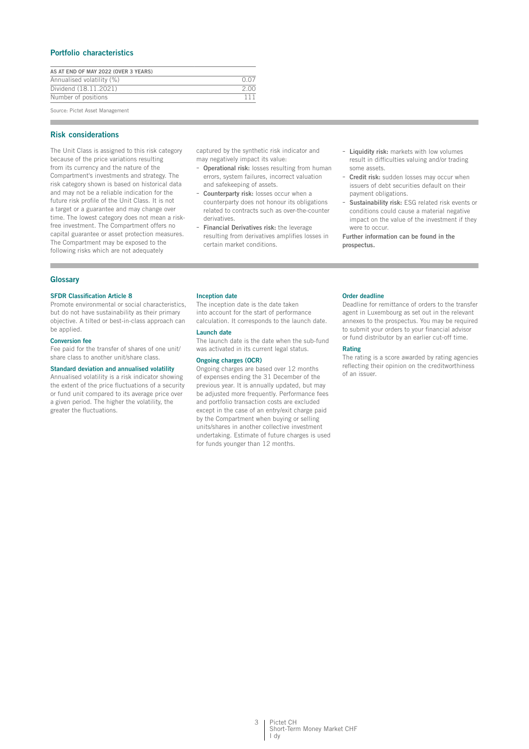## Portfolio characteristics

| AS AT END OF MAY 2022 (OVER 3 YEARS) | |
|---|---|
| Annualised volatility (%) | 0.07 |
| Dividend (18.11.2021) | 2.00 |
| Number of positions | 111 |

Source: Pictet Asset Management

## Risk considerations

The Unit Class is assigned to this risk category because of the price variations resulting from its currency and the nature of the Compartment's investments and strategy. The risk category shown is based on historical data and may not be a reliable indication for the future risk profile of the Unit Class. It is not a target or a guarantee and may change over time. The lowest category does not mean a risk-free investment. The Compartment offers no capital guarantee or asset protection measures. The Compartment may be exposed to the following risks which are not adequately captured by the synthetic risk indicator and may negatively impact its value:

- **Operational risk:** losses resulting from human errors, system failures, incorrect valuation and safekeeping of assets.
- **Counterparty risk:** losses occur when a counterparty does not honour its obligations related to contracts such as over-the-counter derivatives.
- **Financial Derivatives risk:** the leverage resulting from derivatives amplifies losses in certain market conditions.
- **Liquidity risk:** markets with low volumes result in difficulties valuing and/or trading some assets.
- **Credit risk:** sudden losses may occur when issuers of debt securities default on their payment obligations.
- **Sustainability risk:** ESG related risk events or conditions could cause a material negative impact on the value of the investment if they were to occur.

**Further information can be found in the prospectus.**

## Glossary

### SFDR Classification Article 8

Promote environmental or social characteristics, but do not have sustainability as their primary objective. A tilted or best-in-class approach can be applied.

### Conversion fee

Fee paid for the transfer of shares of one unit/ share class to another unit/share class.

### Standard deviation and annualised volatility

Annualised volatility is a risk indicator showing the extent of the price fluctuations of a security or fund unit compared to its average price over a given period. The higher the volatility, the greater the fluctuations.

### Inception date

The inception date is the date taken into account for the start of performance calculation. It corresponds to the launch date.

### Launch date

The launch date is the date when the sub-fund was activated in its current legal status.

### Ongoing charges (OCR)

Ongoing charges are based over 12 months of expenses ending the 31 December of the previous year. It is annually updated, but may be adjusted more frequently. Performance fees and portfolio transaction costs are excluded except in the case of an entry/exit charge paid by the Compartment when buying or selling units/shares in another collective investment undertaking. Estimate of future charges is used for funds younger than 12 months.

### Order deadline

Deadline for remittance of orders to the transfer agent in Luxembourg as set out in the relevant annexes to the prospectus. You may be required to submit your orders to your financial advisor or fund distributor by an earlier cut-off time.

### Rating

The rating is a score awarded by rating agencies reflecting their opinion on the creditworthiness of an issuer.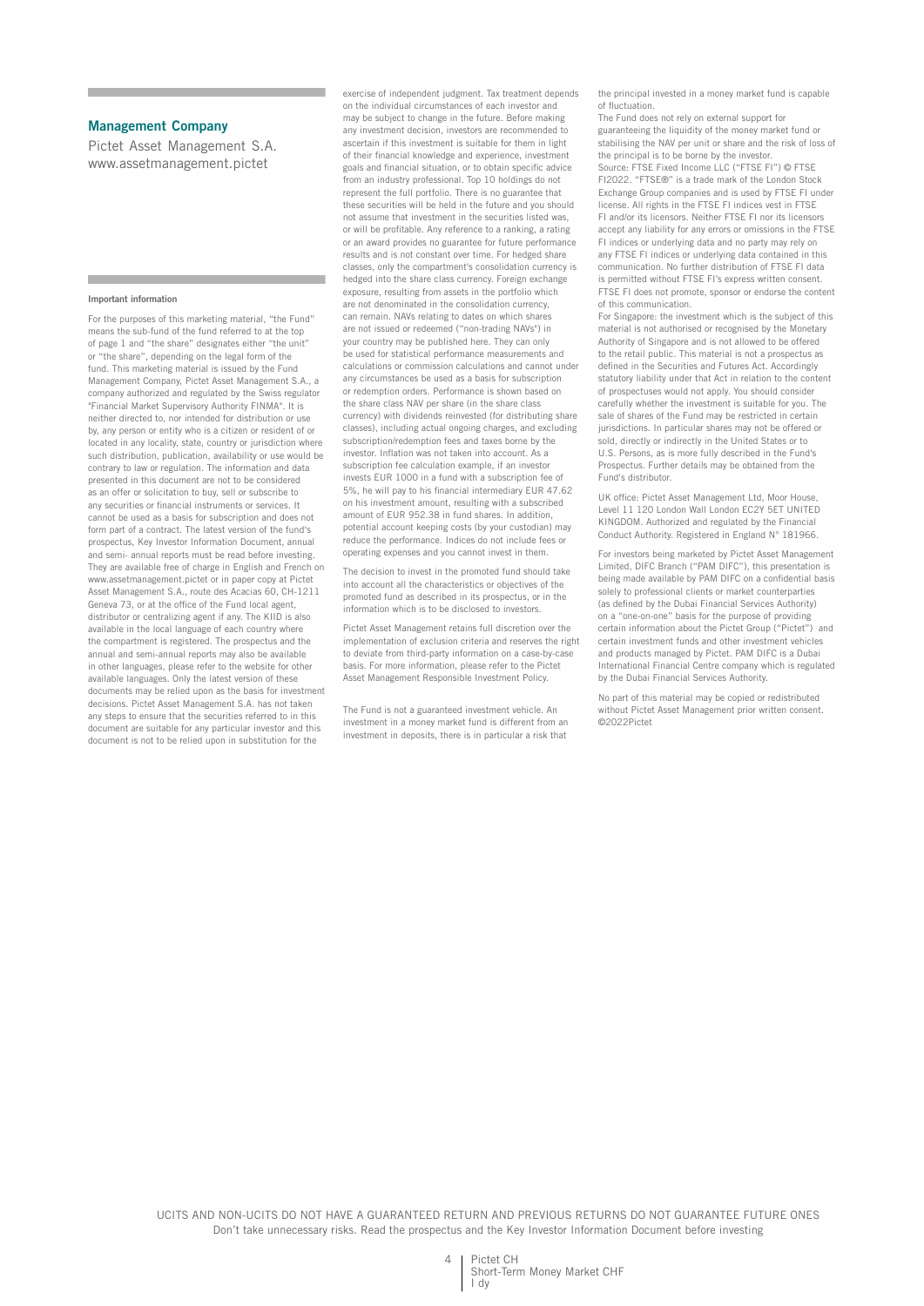## Management Company

Pictet Asset Management S.A.
www.assetmanagement.pictet

#### Important information

For the purposes of this marketing material, "the Fund" means the sub-fund of the fund referred to at the top of page 1 and "the share" designates either "the unit" or "the share", depending on the legal form of the fund. This marketing material is issued by the Fund Management Company, Pictet Asset Management S.A., a company authorized and regulated by the Swiss regulator "Financial Market Supervisory Authority FINMA". It is neither directed to, nor intended for distribution or use by, any person or entity who is a citizen or resident of or located in any locality, state, country or jurisdiction where such distribution, publication, availability or use would be contrary to law or regulation. The information and data presented in this document are not to be considered as an offer or solicitation to buy, sell or subscribe to any securities or financial instruments or services. It cannot be used as a basis for subscription and does not form part of a contract. The latest version of the fund's prospectus, Key Investor Information Document, annual and semi- annual reports must be read before investing. They are available free of charge in English and French on www.assetmanagement.pictet or in paper copy at Pictet Asset Management S.A., route des Acacias 60, CH-1211 Geneva 73, or at the office of the Fund local agent, distributor or centralizing agent if any. The KIID is also available in the local language of each country where the compartment is registered. The prospectus and the annual and semi-annual reports may also be available in other languages, please refer to the website for other available languages. Only the latest version of these documents may be relied upon as the basis for investment decisions. Pictet Asset Management S.A. has not taken any steps to ensure that the securities referred to in this document are suitable for any particular investor and this document is not to be relied upon in substitution for the exercise of independent judgment. Tax treatment depends on the individual circumstances of each investor and may be subject to change in the future. Before making any investment decision, investors are recommended to ascertain if this investment is suitable for them in light of their financial knowledge and experience, investment goals and financial situation, or to obtain specific advice from an industry professional. Top 10 holdings do not represent the full portfolio. There is no guarantee that these securities will be held in the future and you should not assume that investment in the securities listed was, or will be profitable. Any reference to a ranking, a rating or an award provides no guarantee for future performance results and is not constant over time. For hedged share classes, only the compartment's consolidation currency is hedged into the share class currency. Foreign exchange exposure, resulting from assets in the portfolio which are not denominated in the consolidation currency, can remain. NAVs relating to dates on which shares are not issued or redeemed ("non-trading NAVs") in your country may be published here. They can only be used for statistical performance measurements and calculations or commission calculations and cannot under any circumstances be used as a basis for subscription or redemption orders. Performance is shown based on the share class NAV per share (in the share class currency) with dividends reinvested (for distributing share classes), including actual ongoing charges, and excluding subscription/redemption fees and taxes borne by the investor. Inflation was not taken into account. As a subscription fee calculation example, if an investor invests EUR 1000 in a fund with a subscription fee of 5%, he will pay to his financial intermediary EUR 47.62 on his investment amount, resulting with a subscribed amount of EUR 952.38 in fund shares. In addition, potential account keeping costs (by your custodian) may reduce the performance. Indices do not include fees or operating expenses and you cannot invest in them.

The decision to invest in the promoted fund should take into account all the characteristics or objectives of the promoted fund as described in its prospectus, or in the information which is to be disclosed to investors.

Pictet Asset Management retains full discretion over the implementation of exclusion criteria and reserves the right to deviate from third-party information on a case-by-case basis. For more information, please refer to the Pictet Asset Management Responsible Investment Policy.

The Fund is not a guaranteed investment vehicle. An investment in a money market fund is different from an investment in deposits, there is in particular a risk that the principal invested in a money market fund is capable of fluctuation.
The Fund does not rely on external support for guaranteeing the liquidity of the money market fund or stabilising the NAV per unit or share and the risk of loss of the principal is to be borne by the investor.
Source: FTSE Fixed Income LLC ("FTSE FI") © FTSE FI2022. "FTSE®" is a trade mark of the London Stock Exchange Group companies and is used by FTSE FI under license. All rights in the FTSE FI indices vest in FTSE FI and/or its licensors. Neither FTSE FI nor its licensors accept any liability for any errors or omissions in the FTSE FI indices or underlying data and no party may rely on any FTSE FI indices or underlying data contained in this communication. No further distribution of FTSE FI data is permitted without FTSE FI's express written consent. FTSE FI does not promote, sponsor or endorse the content of this communication.
For Singapore: the investment which is the subject of this material is not authorised or recognised by the Monetary Authority of Singapore and is not allowed to be offered to the retail public. This material is not a prospectus as defined in the Securities and Futures Act. Accordingly statutory liability under that Act in relation to the content of prospectuses would not apply. You should consider carefully whether the investment is suitable for you. The sale of shares of the Fund may be restricted in certain jurisdictions. In particular shares may not be offered or sold, directly or indirectly in the United States or to U.S. Persons, as is more fully described in the Fund's Prospectus. Further details may be obtained from the Fund's distributor.

UK office: Pictet Asset Management Ltd, Moor House, Level 11 120 London Wall London EC2Y 5ET UNITED KINGDOM. Authorized and regulated by the Financial Conduct Authority. Registered in England N° 181966.

For investors being marketed by Pictet Asset Management Limited, DIFC Branch ("PAM DIFC"), this presentation is being made available by PAM DIFC on a confidential basis solely to professional clients or market counterparties (as defined by the Dubai Financial Services Authority) on a "one-on-one" basis for the purpose of providing certain information about the Pictet Group ("Pictet") and certain investment funds and other investment vehicles and products managed by Pictet. PAM DIFC is a Dubai International Financial Centre company which is regulated by the Dubai Financial Services Authority.

No part of this material may be copied or redistributed without Pictet Asset Management prior written consent.
©2022Pictet

UCITS AND NON-UCITS DO NOT HAVE A GUARANTEED RETURN AND PREVIOUS RETURNS DO NOT GUARANTEE FUTURE ONES
Don't take unnecessary risks. Read the prospectus and the Key Investor Information Document before investing